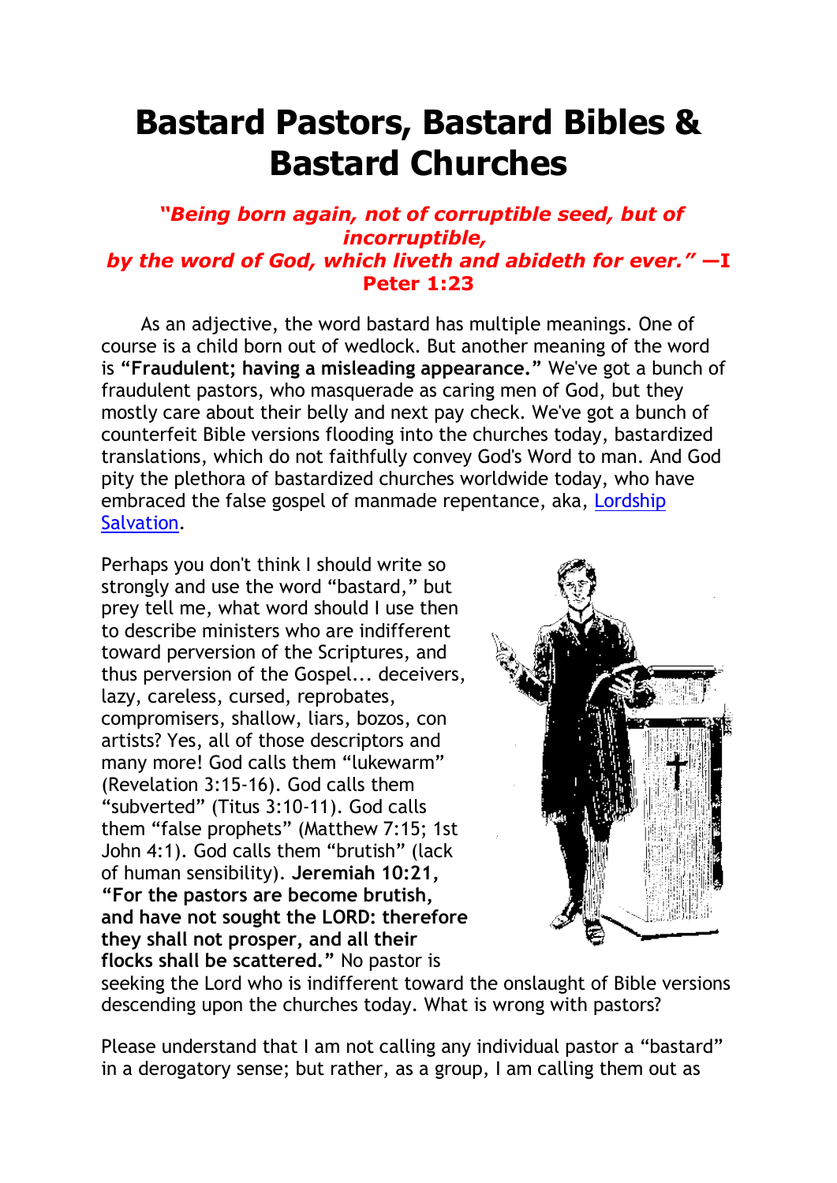# Bastard Pastors, Bastard Bibles & Bastard Churches

***"Being born again, not of corruptible seed, but of incorruptible, by the word of God, which liveth and abideth for ever." —I Peter 1:23***

As an adjective, the word bastard has multiple meanings. One of course is a child born out of wedlock. But another meaning of the word is **"Fraudulent; having a misleading appearance."** We've got a bunch of fraudulent pastors, who masquerade as caring men of God, but they mostly care about their belly and next pay check. We've got a bunch of counterfeit Bible versions flooding into the churches today, bastardized translations, which do not faithfully convey God's Word to man. And God pity the plethora of bastardized churches worldwide today, who have embraced the false gospel of manmade repentance, aka, Lordship Salvation.

Perhaps you don't think I should write so strongly and use the word "bastard," but prey tell me, what word should I use then to describe ministers who are indifferent toward perversion of the Scriptures, and thus perversion of the Gospel... deceivers, lazy, careless, cursed, reprobates, compromisers, shallow, liars, bozos, con artists? Yes, all of those descriptors and many more! God calls them "lukewarm" (Revelation 3:15-16). God calls them "subverted" (Titus 3:10-11). God calls them "false prophets" (Matthew 7:15; 1st John 4:1). God calls them "brutish" (lack of human sensibility). **Jeremiah 10:21, "For the pastors are become brutish, and have not sought the LORD: therefore they shall not prosper, and all their flocks shall be scattered."** No pastor is seeking the Lord who is indifferent toward the onslaught of Bible versions descending upon the churches today. What is wrong with pastors?

Please understand that I am not calling any individual pastor a "bastard" in a derogatory sense; but rather, as a group, I am calling them out as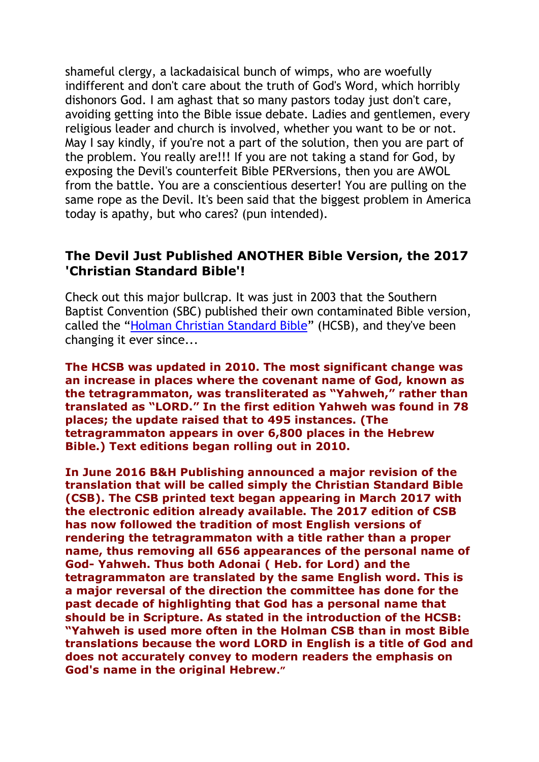shameful clergy, a lackadaisical bunch of wimps, who are woefully indifferent and don't care about the truth of God's Word, which horribly dishonors God. I am aghast that so many pastors today just don't care, avoiding getting into the Bible issue debate. Ladies and gentlemen, every religious leader and church is involved, whether you want to be or not. May I say kindly, if you're not a part of the solution, then you are part of the problem. You really are!!! If you are not taking a stand for God, by exposing the Devil's counterfeit Bible PERversions, then you are AWOL from the battle. You are a conscientious deserter! You are pulling on the same rope as the Devil. It's been said that the biggest problem in America today is apathy, but who cares? (pun intended).

### The Devil Just Published ANOTHER Bible Version, the 2017 'Christian Standard Bible'!

Check out this major bullcrap. It was just in 2003 that the Southern Baptist Convention (SBC) published their own contaminated Bible version, called the "Holman Christian Standard Bible" (HCSB), and they've been changing it ever since...

**The HCSB was updated in 2010. The most significant change was an increase in places where the covenant name of God, known as the tetragrammaton, was transliterated as "Yahweh," rather than translated as "LORD." In the first edition Yahweh was found in 78 places; the update raised that to 495 instances. (The tetragrammaton appears in over 6,800 places in the Hebrew Bible.) Text editions began rolling out in 2010.**

**In June 2016 B&H Publishing announced a major revision of the translation that will be called simply the Christian Standard Bible (CSB). The CSB printed text began appearing in March 2017 with the electronic edition already available. The 2017 edition of CSB has now followed the tradition of most English versions of rendering the tetragrammaton with a title rather than a proper name, thus removing all 656 appearances of the personal name of God- Yahweh. Thus both Adonai ( Heb. for Lord) and the tetragrammaton are translated by the same English word. This is a major reversal of the direction the committee has done for the past decade of highlighting that God has a personal name that should be in Scripture. As stated in the introduction of the HCSB: "Yahweh is used more often in the Holman CSB than in most Bible translations because the word LORD in English is a title of God and does not accurately convey to modern readers the emphasis on God's name in the original Hebrew."**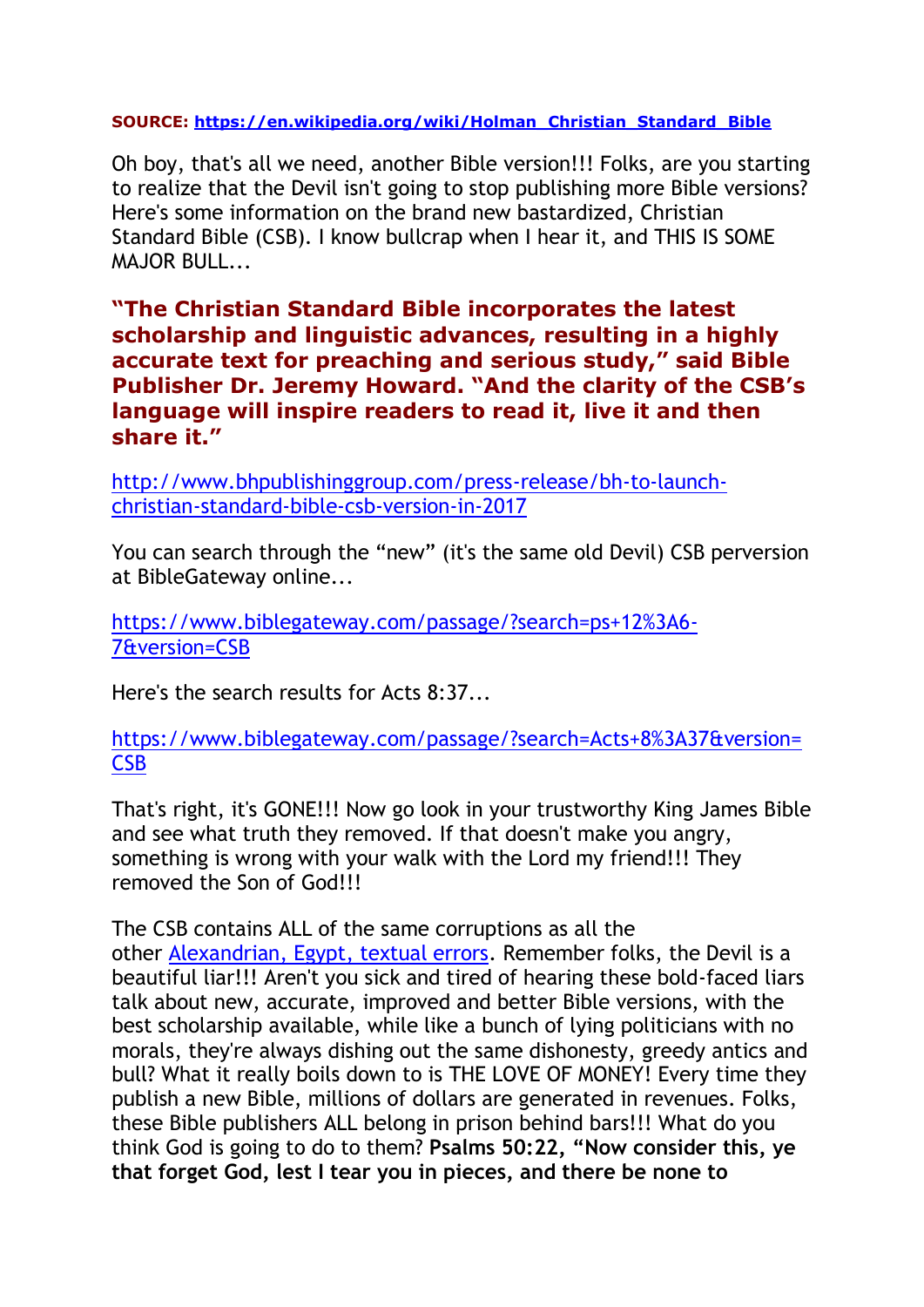**SOURCE: [https://en.wikipedia.org/wiki/Holman_Christian_Standard_Bible](https://en.wikipedia.org/wiki/Holman_Christian_Standard_Bible)**

Oh boy, that's all we need, another Bible version!!! Folks, are you starting to realize that the Devil isn't going to stop publishing more Bible versions? Here's some information on the brand new bastardized, Christian Standard Bible (CSB). I know bullcrap when I hear it, and THIS IS SOME MAJOR BULL...

**"The Christian Standard Bible incorporates the latest scholarship and linguistic advances, resulting in a highly accurate text for preaching and serious study," said Bible Publisher Dr. Jeremy Howard. "And the clarity of the CSB's language will inspire readers to read it, live it and then share it."**

[http://www.bhpublishinggroup.com/press-release/bh-to-launch-christian-standard-bible-csb-version-in-2017](http://www.bhpublishinggroup.com/press-release/bh-to-launch-christian-standard-bible-csb-version-in-2017)

You can search through the "new" (it's the same old Devil) CSB perversion at BibleGateway online...

[https://www.biblegateway.com/passage/?search=ps+12%3A6-7&version=CSB](https://www.biblegateway.com/passage/?search=ps+12%3A6-7&version=CSB)

Here's the search results for Acts 8:37...

[https://www.biblegateway.com/passage/?search=Acts+8%3A37&version=CSB](https://www.biblegateway.com/passage/?search=Acts+8%3A37&version=CSB)

That's right, it's GONE!!! Now go look in your trustworthy King James Bible and see what truth they removed. If that doesn't make you angry, something is wrong with your walk with the Lord my friend!!! They removed the Son of God!!!

The CSB contains ALL of the same corruptions as all the other [Alexandrian, Egypt, textual errors](). Remember folks, the Devil is a beautiful liar!!! Aren't you sick and tired of hearing these bold-faced liars talk about new, accurate, improved and better Bible versions, with the best scholarship available, while like a bunch of lying politicians with no morals, they're always dishing out the same dishonesty, greedy antics and bull? What it really boils down to is THE LOVE OF MONEY! Every time they publish a new Bible, millions of dollars are generated in revenues. Folks, these Bible publishers ALL belong in prison behind bars!!! What do you think God is going to do to them? **Psalms 50:22, "Now consider this, ye that forget God, lest I tear you in pieces, and there be none to**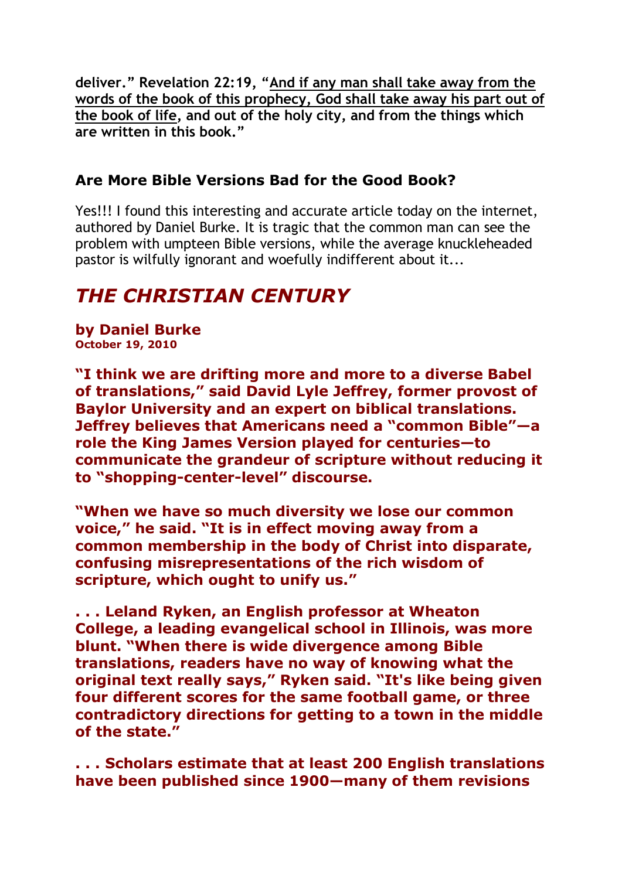**deliver." Revelation 22:19, "<u>And if any man shall take away from the words of the book of this prophecy, God shall take away his part out of the book of life</u>, and out of the holy city, and from the things which are written in this book."**

### Are More Bible Versions Bad for the Good Book?

Yes!!! I found this interesting and accurate article today on the internet, authored by Daniel Burke. It is tragic that the common man can see the problem with umpteen Bible versions, while the average knuckleheaded pastor is wilfully ignorant and woefully indifferent about it...

## *THE CHRISTIAN CENTURY*

**by Daniel Burke**
**October 19, 2010**

**"I think we are drifting more and more to a diverse Babel of translations," said David Lyle Jeffrey, former provost of Baylor University and an expert on biblical translations. Jeffrey believes that Americans need a "common Bible"—a role the King James Version played for centuries—to communicate the grandeur of scripture without reducing it to "shopping-center-level" discourse.**

**"When we have so much diversity we lose our common voice," he said. "It is in effect moving away from a common membership in the body of Christ into disparate, confusing misrepresentations of the rich wisdom of scripture, which ought to unify us."**

**. . . Leland Ryken, an English professor at Wheaton College, a leading evangelical school in Illinois, was more blunt. "When there is wide divergence among Bible translations, readers have no way of knowing what the original text really says," Ryken said. "It's like being given four different scores for the same football game, or three contradictory directions for getting to a town in the middle of the state."**

**. . . Scholars estimate that at least 200 English translations have been published since 1900—many of them revisions**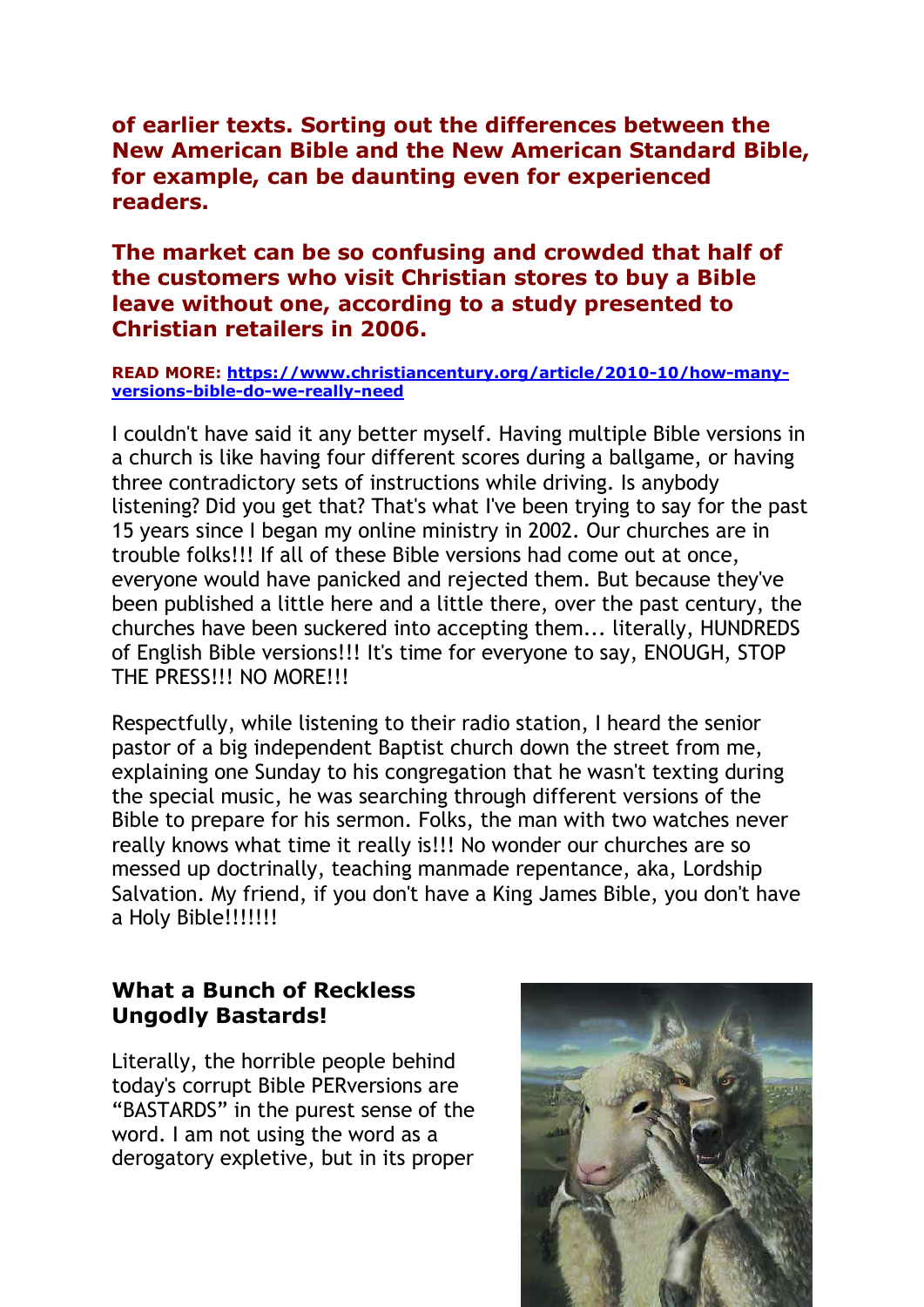**of earlier texts. Sorting out the differences between the New American Bible and the New American Standard Bible, for example, can be daunting even for experienced readers.**

**The market can be so confusing and crowded that half of the customers who visit Christian stores to buy a Bible leave without one, according to a study presented to Christian retailers in 2006.**

**READ MORE: https://www.christiancentury.org/article/2010-10/how-many-versions-bible-do-we-really-need**

I couldn't have said it any better myself. Having multiple Bible versions in a church is like having four different scores during a ballgame, or having three contradictory sets of instructions while driving. Is anybody listening? Did you get that? That's what I've been trying to say for the past 15 years since I began my online ministry in 2002. Our churches are in trouble folks!!! If all of these Bible versions had come out at once, everyone would have panicked and rejected them. But because they've been published a little here and a little there, over the past century, the churches have been suckered into accepting them... literally, HUNDREDS of English Bible versions!!! It's time for everyone to say, ENOUGH, STOP THE PRESS!!! NO MORE!!!

Respectfully, while listening to their radio station, I heard the senior pastor of a big independent Baptist church down the street from me, explaining one Sunday to his congregation that he wasn't texting during the special music, he was searching through different versions of the Bible to prepare for his sermon. Folks, the man with two watches never really knows what time it really is!!! No wonder our churches are so messed up doctrinally, teaching manmade repentance, aka, Lordship Salvation. My friend, if you don't have a King James Bible, you don't have a Holy Bible!!!!!!

### What a Bunch of Reckless Ungodly Bastards!

Literally, the horrible people behind today's corrupt Bible PERversions are "BASTARDS" in the purest sense of the word. I am not using the word as a derogatory expletive, but in its proper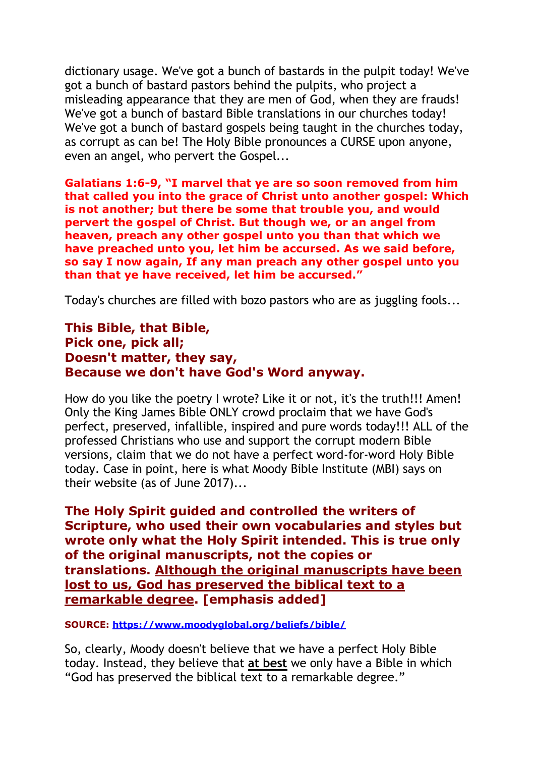dictionary usage. We've got a bunch of bastards in the pulpit today! We've got a bunch of bastard pastors behind the pulpits, who project a misleading appearance that they are men of God, when they are frauds! We've got a bunch of bastard Bible translations in our churches today! We've got a bunch of bastard gospels being taught in the churches today, as corrupt as can be! The Holy Bible pronounces a CURSE upon anyone, even an angel, who pervert the Gospel...

**Galatians 1:6-9, "I marvel that ye are so soon removed from him that called you into the grace of Christ unto another gospel: Which is not another; but there be some that trouble you, and would pervert the gospel of Christ. But though we, or an angel from heaven, preach any other gospel unto you than that which we have preached unto you, let him be accursed. As we said before, so say I now again, If any man preach any other gospel unto you than that ye have received, let him be accursed."**

Today's churches are filled with bozo pastors who are as juggling fools...

**This Bible, that Bible,**
**Pick one, pick all;**
**Doesn't matter, they say,**
**Because we don't have God's Word anyway.**

How do you like the poetry I wrote? Like it or not, it's the truth!!! Amen! Only the King James Bible ONLY crowd proclaim that we have God's perfect, preserved, infallible, inspired and pure words today!!! ALL of the professed Christians who use and support the corrupt modern Bible versions, claim that we do not have a perfect word-for-word Holy Bible today. Case in point, here is what Moody Bible Institute (MBI) says on their website (as of June 2017)...

**The Holy Spirit guided and controlled the writers of Scripture, who used their own vocabularies and styles but wrote only what the Holy Spirit intended. This is true only of the original manuscripts, not the copies or translations. <u>Although the original manuscripts have been lost to us, God has preserved the biblical text to a remarkable degree</u>. [emphasis added]**

**SOURCE:** https://www.moodyglobal.org/beliefs/bible/

So, clearly, Moody doesn't believe that we have a perfect Holy Bible today. Instead, they believe that **<u>at best</u>** we only have a Bible in which "God has preserved the biblical text to a remarkable degree."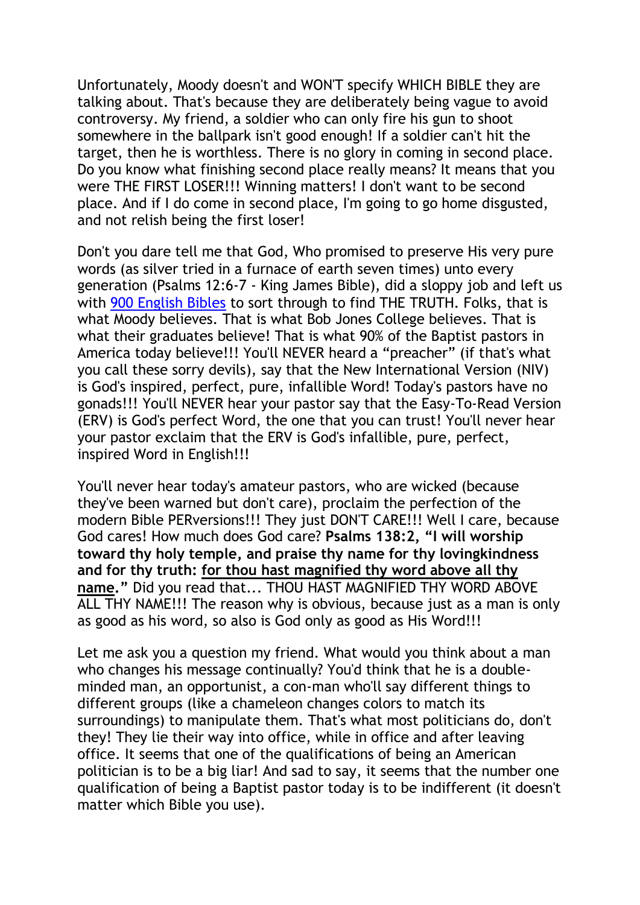Unfortunately, Moody doesn't and WON'T specify WHICH BIBLE they are talking about. That's because they are deliberately being vague to avoid controversy. My friend, a soldier who can only fire his gun to shoot somewhere in the ballpark isn't good enough! If a soldier can't hit the target, then he is worthless. There is no glory in coming in second place. Do you know what finishing second place really means? It means that you were THE FIRST LOSER!!! Winning matters! I don't want to be second place. And if I do come in second place, I'm going to go home disgusted, and not relish being the first loser!

Don't you dare tell me that God, Who promised to preserve His very pure words (as silver tried in a furnace of earth seven times) unto every generation (Psalms 12:6-7 - King James Bible), did a sloppy job and left us with 900 English Bibles to sort through to find THE TRUTH. Folks, that is what Moody believes. That is what Bob Jones College believes. That is what their graduates believe! That is what 90% of the Baptist pastors in America today believe!!! You'll NEVER heard a "preacher" (if that's what you call these sorry devils), say that the New International Version (NIV) is God's inspired, perfect, pure, infallible Word! Today's pastors have no gonads!!! You'll NEVER hear your pastor say that the Easy-To-Read Version (ERV) is God's perfect Word, the one that you can trust! You'll never hear your pastor exclaim that the ERV is God's infallible, pure, perfect, inspired Word in English!!!

You'll never hear today's amateur pastors, who are wicked (because they've been warned but don't care), proclaim the perfection of the modern Bible PERversions!!! They just DON'T CARE!!! Well I care, because God cares! How much does God care? **Psalms 138:2, "I will worship toward thy holy temple, and praise thy name for thy lovingkindness and for thy truth: <u>for thou hast magnified thy word above all thy name</u>."** Did you read that... THOU HAST MAGNIFIED THY WORD ABOVE ALL THY NAME!!! The reason why is obvious, because just as a man is only as good as his word, so also is God only as good as His Word!!!

Let me ask you a question my friend. What would you think about a man who changes his message continually? You'd think that he is a double-minded man, an opportunist, a con-man who'll say different things to different groups (like a chameleon changes colors to match its surroundings) to manipulate them. That's what most politicians do, don't they! They lie their way into office, while in office and after leaving office. It seems that one of the qualifications of being an American politician is to be a big liar! And sad to say, it seems that the number one qualification of being a Baptist pastor today is to be indifferent (it doesn't matter which Bible you use).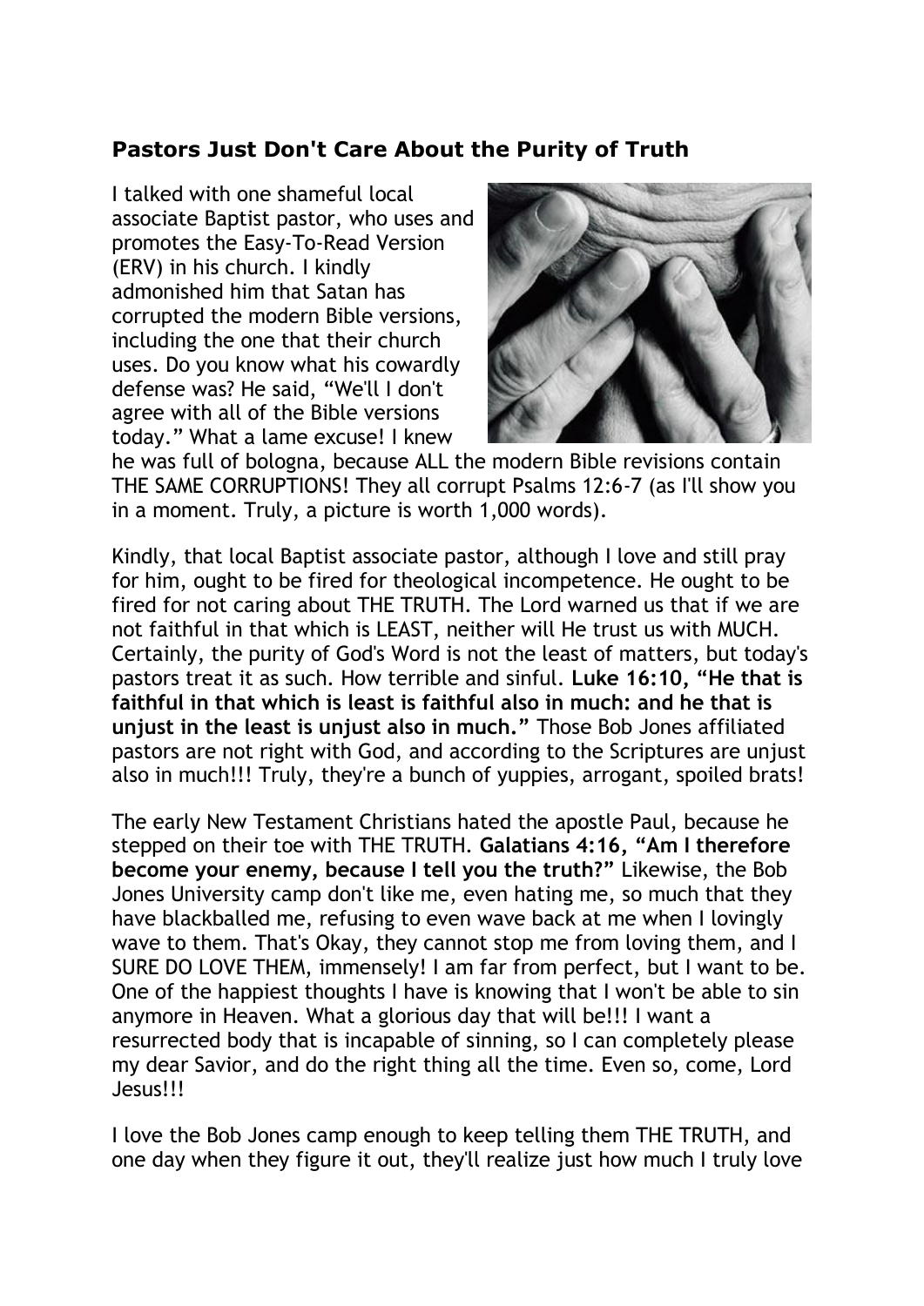## Pastors Just Don't Care About the Purity of Truth

I talked with one shameful local associate Baptist pastor, who uses and promotes the Easy-To-Read Version (ERV) in his church. I kindly admonished him that Satan has corrupted the modern Bible versions, including the one that their church uses. Do you know what his cowardly defense was? He said, "We'll I don't agree with all of the Bible versions today." What a lame excuse! I knew he was full of bologna, because ALL the modern Bible revisions contain THE SAME CORRUPTIONS! They all corrupt Psalms 12:6-7 (as I'll show you in a moment. Truly, a picture is worth 1,000 words).

Kindly, that local Baptist associate pastor, although I love and still pray for him, ought to be fired for theological incompetence. He ought to be fired for not caring about THE TRUTH. The Lord warned us that if we are not faithful in that which is LEAST, neither will He trust us with MUCH. Certainly, the purity of God's Word is not the least of matters, but today's pastors treat it as such. How terrible and sinful. **Luke 16:10, "He that is faithful in that which is least is faithful also in much: and he that is unjust in the least is unjust also in much."** Those Bob Jones affiliated pastors are not right with God, and according to the Scriptures are unjust also in much!!! Truly, they're a bunch of yuppies, arrogant, spoiled brats!

The early New Testament Christians hated the apostle Paul, because he stepped on their toe with THE TRUTH. **Galatians 4:16, "Am I therefore become your enemy, because I tell you the truth?"** Likewise, the Bob Jones University camp don't like me, even hating me, so much that they have blackballed me, refusing to even wave back at me when I lovingly wave to them. That's Okay, they cannot stop me from loving them, and I SURE DO LOVE THEM, immensely! I am far from perfect, but I want to be. One of the happiest thoughts I have is knowing that I won't be able to sin anymore in Heaven. What a glorious day that will be!!! I want a resurrected body that is incapable of sinning, so I can completely please my dear Savior, and do the right thing all the time. Even so, come, Lord Jesus!!!

I love the Bob Jones camp enough to keep telling them THE TRUTH, and one day when they figure it out, they'll realize just how much I truly love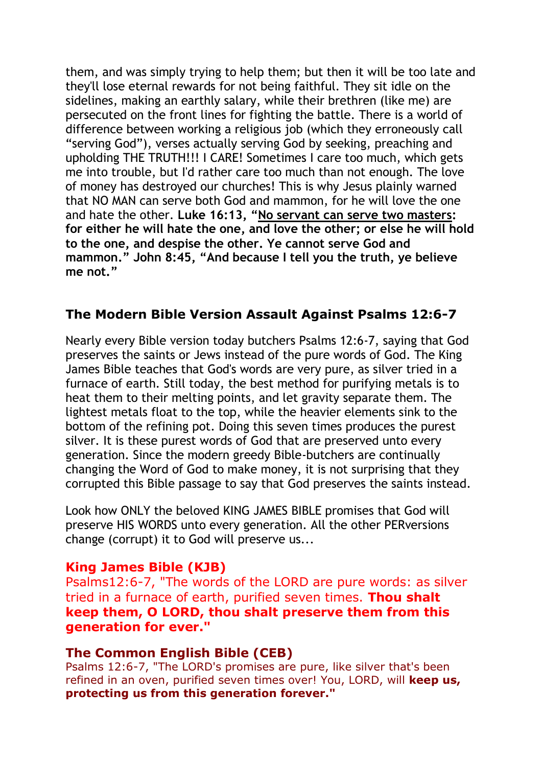them, and was simply trying to help them; but then it will be too late and they'll lose eternal rewards for not being faithful. They sit idle on the sidelines, making an earthly salary, while their brethren (like me) are persecuted on the front lines for fighting the battle. There is a world of difference between working a religious job (which they erroneously call "serving God"), verses actually serving God by seeking, preaching and upholding THE TRUTH!!! I CARE! Sometimes I care too much, which gets me into trouble, but I'd rather care too much than not enough. The love of money has destroyed our churches! This is why Jesus plainly warned that NO MAN can serve both God and mammon, for he will love the one and hate the other. **Luke 16:13, "No servant can serve two masters: for either he will hate the one, and love the other; or else he will hold to the one, and despise the other. Ye cannot serve God and mammon." John 8:45, "And because I tell you the truth, ye believe me not."**

## The Modern Bible Version Assault Against Psalms 12:6-7

Nearly every Bible version today butchers Psalms 12:6-7, saying that God preserves the saints or Jews instead of the pure words of God. The King James Bible teaches that God's words are very pure, as silver tried in a furnace of earth. Still today, the best method for purifying metals is to heat them to their melting points, and let gravity separate them. The lightest metals float to the top, while the heavier elements sink to the bottom of the refining pot. Doing this seven times produces the purest silver. It is these purest words of God that are preserved unto every generation. Since the modern greedy Bible-butchers are continually changing the Word of God to make money, it is not surprising that they corrupted this Bible passage to say that God preserves the saints instead.

Look how ONLY the beloved KING JAMES BIBLE promises that God will preserve HIS WORDS unto every generation. All the other PERversions change (corrupt) it to God will preserve us...

### King James Bible (KJB)

Psalms12:6-7, "The words of the LORD are pure words: as silver tried in a furnace of earth, purified seven times. **Thou shalt keep them, O LORD, thou shalt preserve them from this generation for ever."**

### The Common English Bible (CEB)

Psalms 12:6-7, "The LORD's promises are pure, like silver that's been refined in an oven, purified seven times over! You, LORD, will **keep us, protecting us from this generation forever."**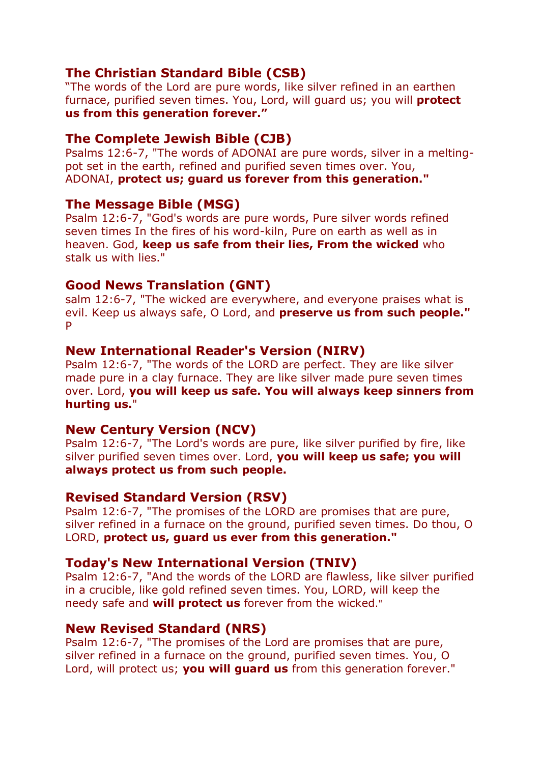### The Christian Standard Bible (CSB)

"The words of the Lord are pure words, like silver refined in an earthen furnace, purified seven times. You, Lord, will guard us; you will **protect us from this generation forever."**

### The Complete Jewish Bible (CJB)

Psalms 12:6-7, "The words of ADONAI are pure words, silver in a melting-pot set in the earth, refined and purified seven times over. You, ADONAI, **protect us; guard us forever from this generation."**

### The Message Bible (MSG)

Psalm 12:6-7, "God's words are pure words, Pure silver words refined seven times In the fires of his word-kiln, Pure on earth as well as in heaven. God, **keep us safe from their lies, From the wicked** who stalk us with lies."

### Good News Translation (GNT)

salm 12:6-7, "The wicked are everywhere, and everyone praises what is evil. Keep us always safe, O Lord, and **preserve us from such people."**
P

### New International Reader's Version (NIRV)

Psalm 12:6-7, "The words of the LORD are perfect. They are like silver made pure in a clay furnace. They are like silver made pure seven times over. Lord, **you will keep us safe. You will always keep sinners from hurting us.**"

### New Century Version (NCV)

Psalm 12:6-7, "The Lord's words are pure, like silver purified by fire, like silver purified seven times over. Lord, **you will keep us safe; you will always protect us from such people.**

### Revised Standard Version (RSV)

Psalm 12:6-7, "The promises of the LORD are promises that are pure, silver refined in a furnace on the ground, purified seven times. Do thou, O LORD, **protect us, guard us ever from this generation."**

### Today's New International Version (TNIV)

Psalm 12:6-7, "And the words of the LORD are flawless, like silver purified in a crucible, like gold refined seven times. You, LORD, will keep the needy safe and **will protect us** forever from the wicked."

### New Revised Standard (NRS)

Psalm 12:6-7, "The promises of the Lord are promises that are pure, silver refined in a furnace on the ground, purified seven times. You, O Lord, will protect us; **you will guard us** from this generation forever."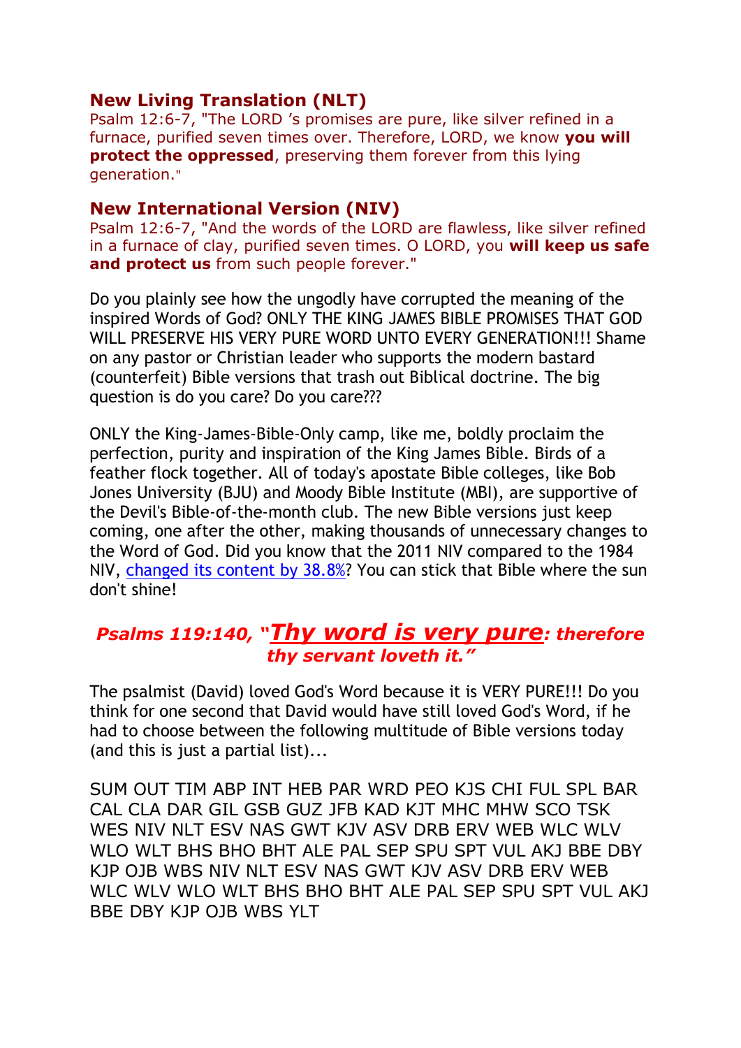### New Living Translation (NLT)

Psalm 12:6-7, "The LORD 's promises are pure, like silver refined in a furnace, purified seven times over. Therefore, LORD, we know **you will protect the oppressed**, preserving them forever from this lying generation."

### New International Version (NIV)

Psalm 12:6-7, "And the words of the LORD are flawless, like silver refined in a furnace of clay, purified seven times. O LORD, you **will keep us safe and protect us** from such people forever."

Do you plainly see how the ungodly have corrupted the meaning of the inspired Words of God? ONLY THE KING JAMES BIBLE PROMISES THAT GOD WILL PRESERVE HIS VERY PURE WORD UNTO EVERY GENERATION!!! Shame on any pastor or Christian leader who supports the modern bastard (counterfeit) Bible versions that trash out Biblical doctrine. The big question is do you care? Do you care???

ONLY the King-James-Bible-Only camp, like me, boldly proclaim the perfection, purity and inspiration of the King James Bible. Birds of a feather flock together. All of today's apostate Bible colleges, like Bob Jones University (BJU) and Moody Bible Institute (MBI), are supportive of the Devil's Bible-of-the-month club. The new Bible versions just keep coming, one after the other, making thousands of unnecessary changes to the Word of God. Did you know that the 2011 NIV compared to the 1984 NIV, changed its content by 38.8%? You can stick that Bible where the sun don't shine!

## *Psalms 119:140, "Thy word is very pure: therefore thy servant loveth it."*

The psalmist (David) loved God's Word because it is VERY PURE!!! Do you think for one second that David would have still loved God's Word, if he had to choose between the following multitude of Bible versions today (and this is just a partial list)...

SUM OUT TIM ABP INT HEB PAR WRD PEO KJS CHI FUL SPL BAR CAL CLA DAR GIL GSB GUZ JFB KAD KJT MHC MHW SCO TSK WES NIV NLT ESV NAS GWT KJV ASV DRB ERV WEB WLC WLV WLO WLT BHS BHO BHT ALE PAL SEP SPU SPT VUL AKJ BBE DBY KJP OJB WBS NIV NLT ESV NAS GWT KJV ASV DRB ERV WEB WLC WLV WLO WLT BHS BHO BHT ALE PAL SEP SPU SPT VUL AKJ BBE DBY KJP OJB WBS YLT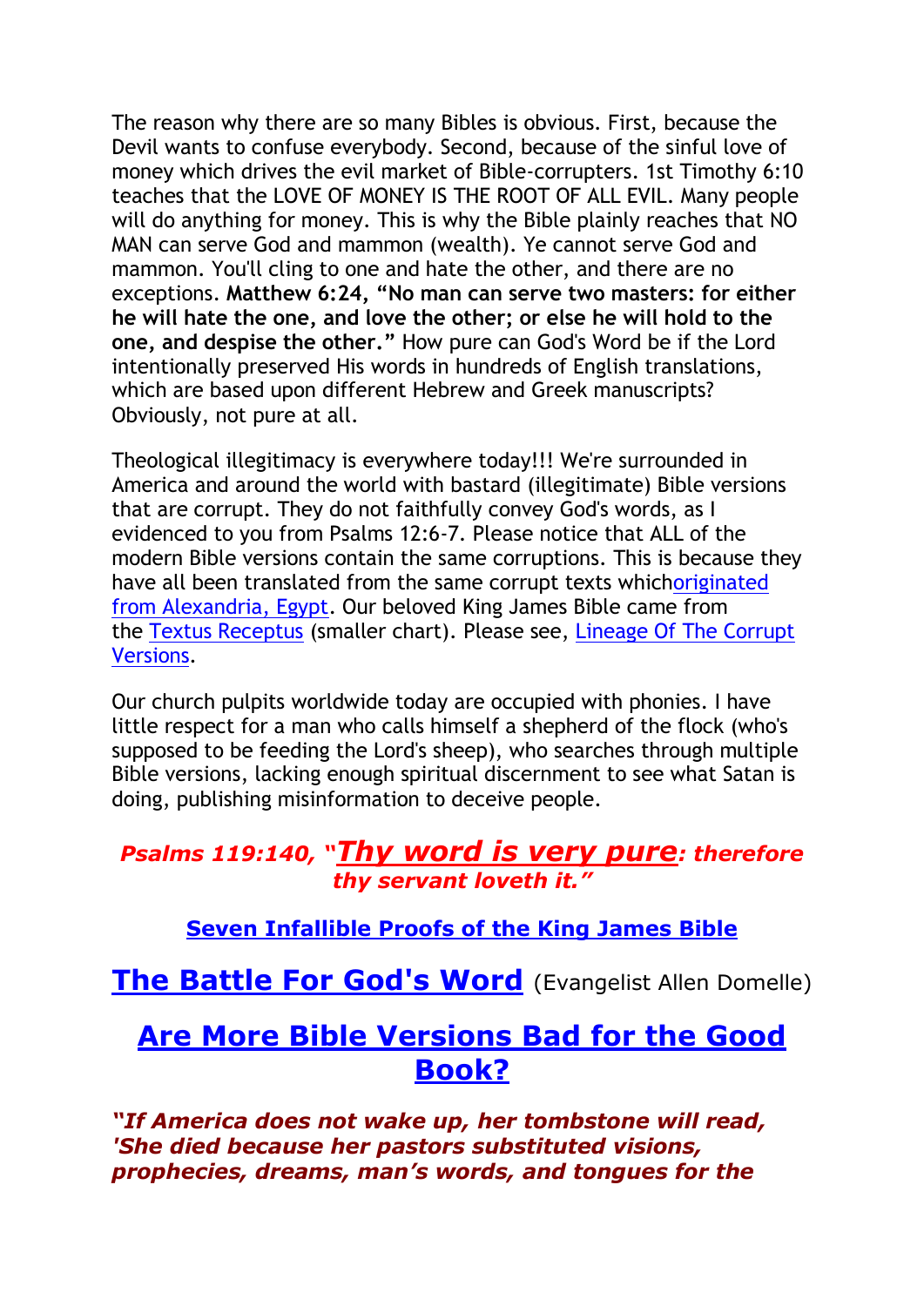The reason why there are so many Bibles is obvious. First, because the Devil wants to confuse everybody. Second, because of the sinful love of money which drives the evil market of Bible-corrupters. 1st Timothy 6:10 teaches that the LOVE OF MONEY IS THE ROOT OF ALL EVIL. Many people will do anything for money. This is why the Bible plainly reaches that NO MAN can serve God and mammon (wealth). Ye cannot serve God and mammon. You'll cling to one and hate the other, and there are no exceptions. **Matthew 6:24, "No man can serve two masters: for either he will hate the one, and love the other; or else he will hold to the one, and despise the other."** How pure can God's Word be if the Lord intentionally preserved His words in hundreds of English translations, which are based upon different Hebrew and Greek manuscripts? Obviously, not pure at all.

Theological illegitimacy is everywhere today!!! We're surrounded in America and around the world with bastard (illegitimate) Bible versions that are corrupt. They do not faithfully convey God's words, as I evidenced to you from Psalms 12:6-7. Please notice that ALL of the modern Bible versions contain the same corruptions. This is because they have all been translated from the same corrupt texts whichoriginated from Alexandria, Egypt. Our beloved King James Bible came from the Textus Receptus (smaller chart). Please see, Lineage Of The Corrupt Versions.

Our church pulpits worldwide today are occupied with phonies. I have little respect for a man who calls himself a shepherd of the flock (who's supposed to be feeding the Lord's sheep), who searches through multiple Bible versions, lacking enough spiritual discernment to see what Satan is doing, publishing misinformation to deceive people.

***Psalms 119:140, "Thy word is very pure: therefore thy servant loveth it."***

**Seven Infallible Proofs of the King James Bible**

## The Battle For God's Word (Evangelist Allen Domelle)

## Are More Bible Versions Bad for the Good Book?

***"If America does not wake up, her tombstone will read, 'She died because her pastors substituted visions, prophecies, dreams, man's words, and tongues for the***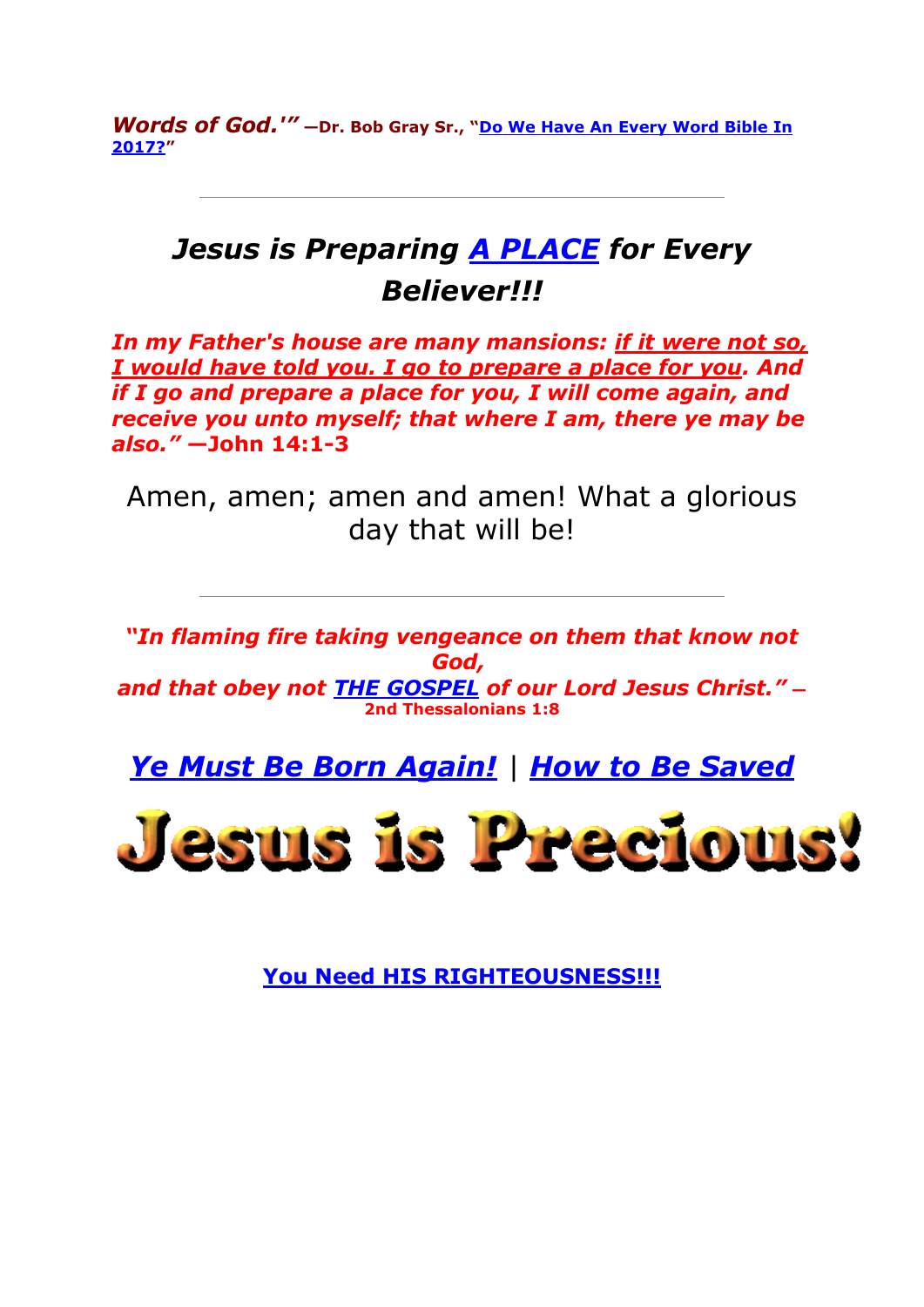***Words of God.'"*** **—Dr. Bob Gray Sr., "Do We Have An Every Word Bible In 2017?"**

---

## *Jesus is Preparing A PLACE for Every Believer!!!*

***In my Father's house are many mansions: if it were not so, I would have told you. I go to prepare a place for you. And if I go and prepare a place for you, I will come again, and receive you unto myself; that where I am, there ye may be also."*** **—John 14:1-3**

Amen, amen; amen and amen! What a glorious day that will be!

---

***"In flaming fire taking vengeance on them that know not God,***
***and that obey not THE GOSPEL of our Lord Jesus Christ."*** **– 2nd Thessalonians 1:8**

***Ye Must Be Born Again!*** | ***How to Be Saved***

# Jesus is Precious!

**You Need HIS RIGHTEOUSNESS!!!**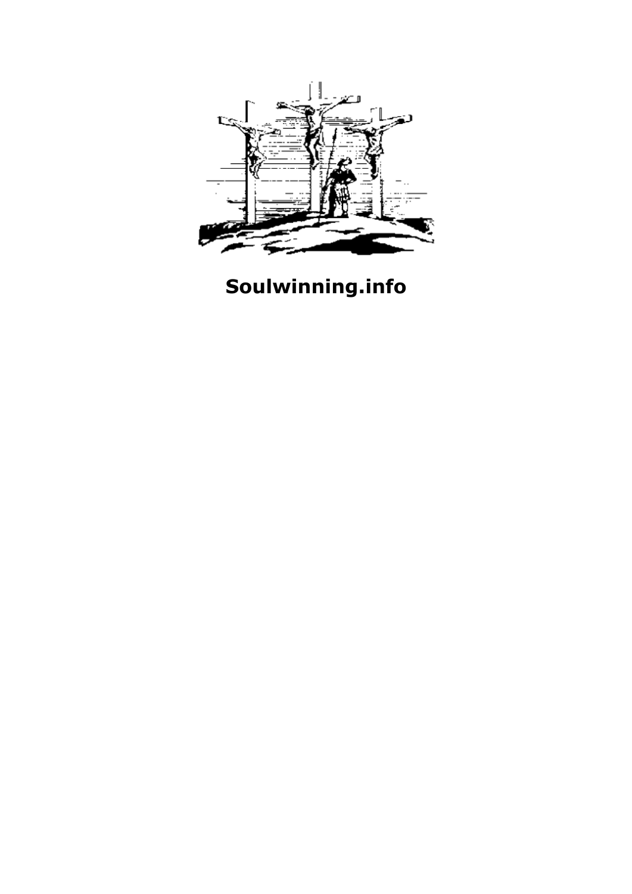**Soulwinning.info**